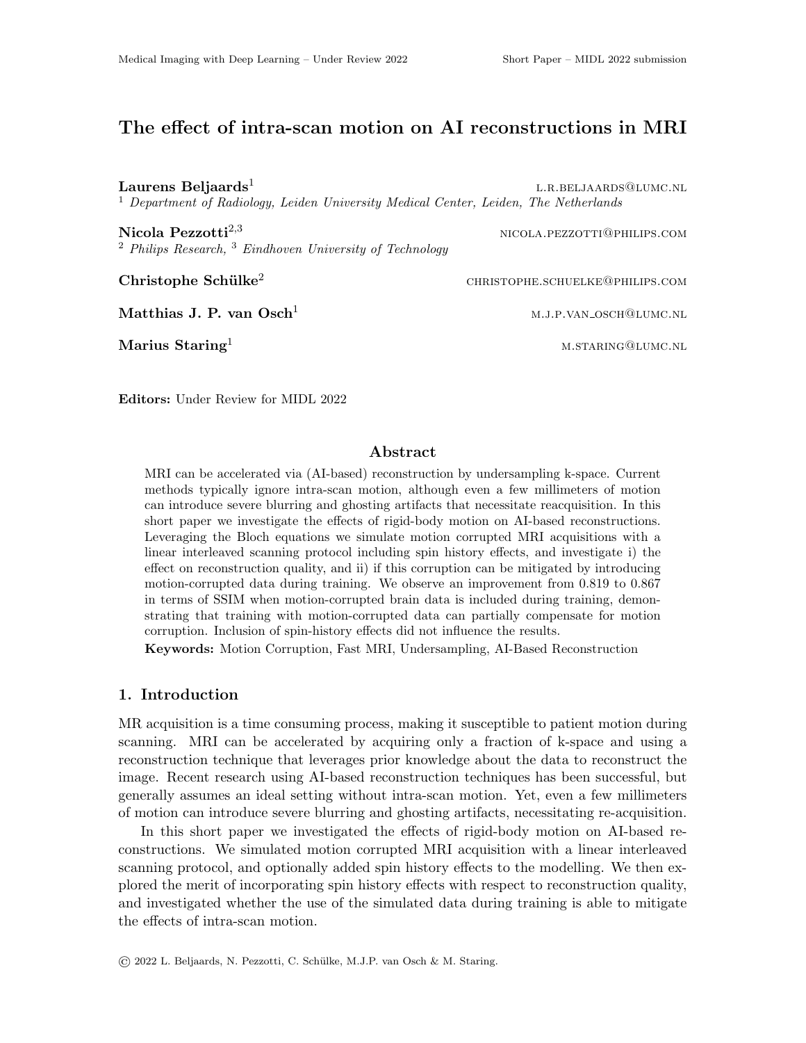# The effect of intra-scan motion on AI reconstructions in MRI

**Laurens Beljaards**[1] L.R.BELJAARDS@LUMC.NL
[1] *Department of Radiology, Leiden University Medical Center, Leiden, The Netherlands*

**Nicola Pezzotti**[2,3] NICOLA.PEZZOTTI@PHILIPS.COM
[2] *Philips Research,* [3] *Eindhoven University of Technology*

**Christophe Schülke**[2] CHRISTOPHE.SCHUELKE@PHILIPS.COM

**Matthias J. P. van Osch**[1] M.J.P.VAN_OSCH@LUMC.NL

**Marius Staring**[1] M.STARING@LUMC.NL

**Editors:** Under Review for MIDL 2022

## Abstract

MRI can be accelerated via (AI-based) reconstruction by undersampling k-space. Current methods typically ignore intra-scan motion, although even a few millimeters of motion can introduce severe blurring and ghosting artifacts that necessitate reacquisition. In this short paper we investigate the effects of rigid-body motion on AI-based reconstructions. Leveraging the Bloch equations we simulate motion corrupted MRI acquisitions with a linear interleaved scanning protocol including spin history effects, and investigate i) the effect on reconstruction quality, and ii) if this corruption can be mitigated by introducing motion-corrupted data during training. We observe an improvement from 0.819 to 0.867 in terms of SSIM when motion-corrupted brain data is included during training, demonstrating that training with motion-corrupted data can partially compensate for motion corruption. Inclusion of spin-history effects did not influence the results.

**Keywords:** Motion Corruption, Fast MRI, Undersampling, AI-Based Reconstruction

## 1. Introduction

MR acquisition is a time consuming process, making it susceptible to patient motion during scanning. MRI can be accelerated by acquiring only a fraction of k-space and using a reconstruction technique that leverages prior knowledge about the data to reconstruct the image. Recent research using AI-based reconstruction techniques has been successful, but generally assumes an ideal setting without intra-scan motion. Yet, even a few millimeters of motion can introduce severe blurring and ghosting artifacts, necessitating re-acquisition.

In this short paper we investigated the effects of rigid-body motion on AI-based reconstructions. We simulated motion corrupted MRI acquisition with a linear interleaved scanning protocol, and optionally added spin history effects to the modelling. We then explored the merit of incorporating spin history effects with respect to reconstruction quality, and investigated whether the use of the simulated data during training is able to mitigate the effects of intra-scan motion.

© 2022 L. Beljaards, N. Pezzotti, C. Schülke, M.J.P. van Osch & M. Staring.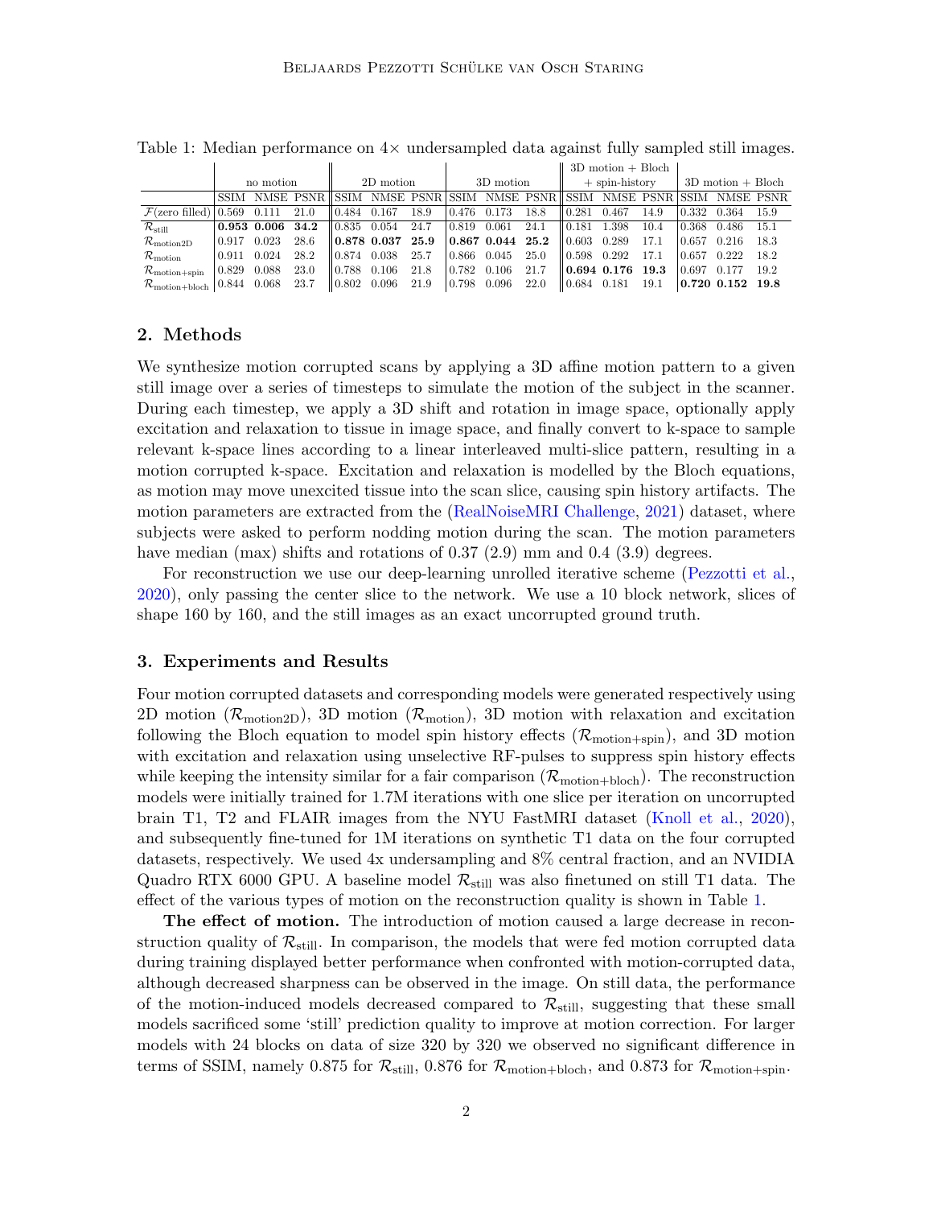Table 1: Median performance on 4× undersampled data against fully sampled still images.

| | no motion | | | 2D motion | | | 3D motion | | | 3D motion + Bloch + spin-history | | | 3D motion + Bloch | | |
|---|---|---|---|---|---|---|---|---|---|---|---|---|---|---|---|
| | SSIM | NMSE | PSNR | SSIM | NMSE | PSNR | SSIM | NMSE | PSNR | SSIM | NMSE | PSNR | SSIM | NMSE | PSNR |
| $\mathcal{F}$(zero filled) | 0.569 | 0.111 | 21.0 | 0.484 | 0.167 | 18.9 | 0.476 | 0.173 | 18.8 | 0.281 | 0.467 | 14.9 | 0.332 | 0.364 | 15.9 |
| $\mathcal{R}_{\text{still}}$ | **0.953** | **0.006** | **34.2** | 0.835 | 0.054 | 24.7 | 0.819 | 0.061 | 24.1 | 0.181 | 1.398 | 10.4 | 0.368 | 0.486 | 15.1 |
| $\mathcal{R}_{\text{motion2D}}$ | 0.917 | 0.023 | 28.6 | **0.878** | **0.037** | **25.9** | **0.867** | **0.044** | **25.2** | 0.603 | 0.289 | 17.1 | 0.657 | 0.216 | 18.3 |
| $\mathcal{R}_{\text{motion}}$ | 0.911 | 0.024 | 28.2 | 0.874 | 0.038 | 25.7 | 0.866 | 0.045 | 25.0 | 0.598 | 0.292 | 17.1 | 0.657 | 0.222 | 18.2 |
| $\mathcal{R}_{\text{motion+spin}}$ | 0.829 | 0.088 | 23.0 | 0.788 | 0.106 | 21.8 | 0.782 | 0.106 | 21.7 | **0.694** | **0.176** | **19.3** | 0.697 | 0.177 | 19.2 |
| $\mathcal{R}_{\text{motion+bloch}}$ | 0.844 | 0.068 | 23.7 | 0.802 | 0.096 | 21.9 | 0.798 | 0.096 | 22.0 | 0.684 | 0.181 | 19.1 | **0.720** | **0.152** | **19.8** |

## 2. Methods

We synthesize motion corrupted scans by applying a 3D affine motion pattern to a given still image over a series of timesteps to simulate the motion of the subject in the scanner. During each timestep, we apply a 3D shift and rotation in image space, optionally apply excitation and relaxation to tissue in image space, and finally convert to k-space to sample relevant k-space lines according to a linear interleaved multi-slice pattern, resulting in a motion corrupted k-space. Excitation and relaxation is modelled by the Bloch equations, as motion may move unexcited tissue into the scan slice, causing spin history artifacts. The motion parameters are extracted from the (RealNoiseMRI Challenge, 2021) dataset, where subjects were asked to perform nodding motion during the scan. The motion parameters have median (max) shifts and rotations of 0.37 (2.9) mm and 0.4 (3.9) degrees.

For reconstruction we use our deep-learning unrolled iterative scheme (Pezzotti et al., 2020), only passing the center slice to the network. We use a 10 block network, slices of shape 160 by 160, and the still images as an exact uncorrupted ground truth.

## 3. Experiments and Results

Four motion corrupted datasets and corresponding models were generated respectively using 2D motion ($\mathcal{R}_{\text{motion2D}}$), 3D motion ($\mathcal{R}_{\text{motion}}$), 3D motion with relaxation and excitation following the Bloch equation to model spin history effects ($\mathcal{R}_{\text{motion+spin}}$), and 3D motion with excitation and relaxation using unselective RF-pulses to suppress spin history effects while keeping the intensity similar for a fair comparison ($\mathcal{R}_{\text{motion+bloch}}$). The reconstruction models were initially trained for 1.7M iterations with one slice per iteration on uncorrupted brain T1, T2 and FLAIR images from the NYU FastMRI dataset (Knoll et al., 2020), and subsequently fine-tuned for 1M iterations on synthetic T1 data on the four corrupted datasets, respectively. We used 4x undersampling and 8% central fraction, and an NVIDIA Quadro RTX 6000 GPU. A baseline model $\mathcal{R}_{\text{still}}$ was also finetuned on still T1 data. The effect of the various types of motion on the reconstruction quality is shown in Table 1.

**The effect of motion.** The introduction of motion caused a large decrease in reconstruction quality of $\mathcal{R}_{\text{still}}$. In comparison, the models that were fed motion corrupted data during training displayed better performance when confronted with motion-corrupted data, although decreased sharpness can be observed in the image. On still data, the performance of the motion-induced models decreased compared to $\mathcal{R}_{\text{still}}$, suggesting that these small models sacrificed some 'still' prediction quality to improve at motion correction. For larger models with 24 blocks on data of size 320 by 320 we observed no significant difference in terms of SSIM, namely 0.875 for $\mathcal{R}_{\text{still}}$, 0.876 for $\mathcal{R}_{\text{motion+bloch}}$, and 0.873 for $\mathcal{R}_{\text{motion+spin}}$.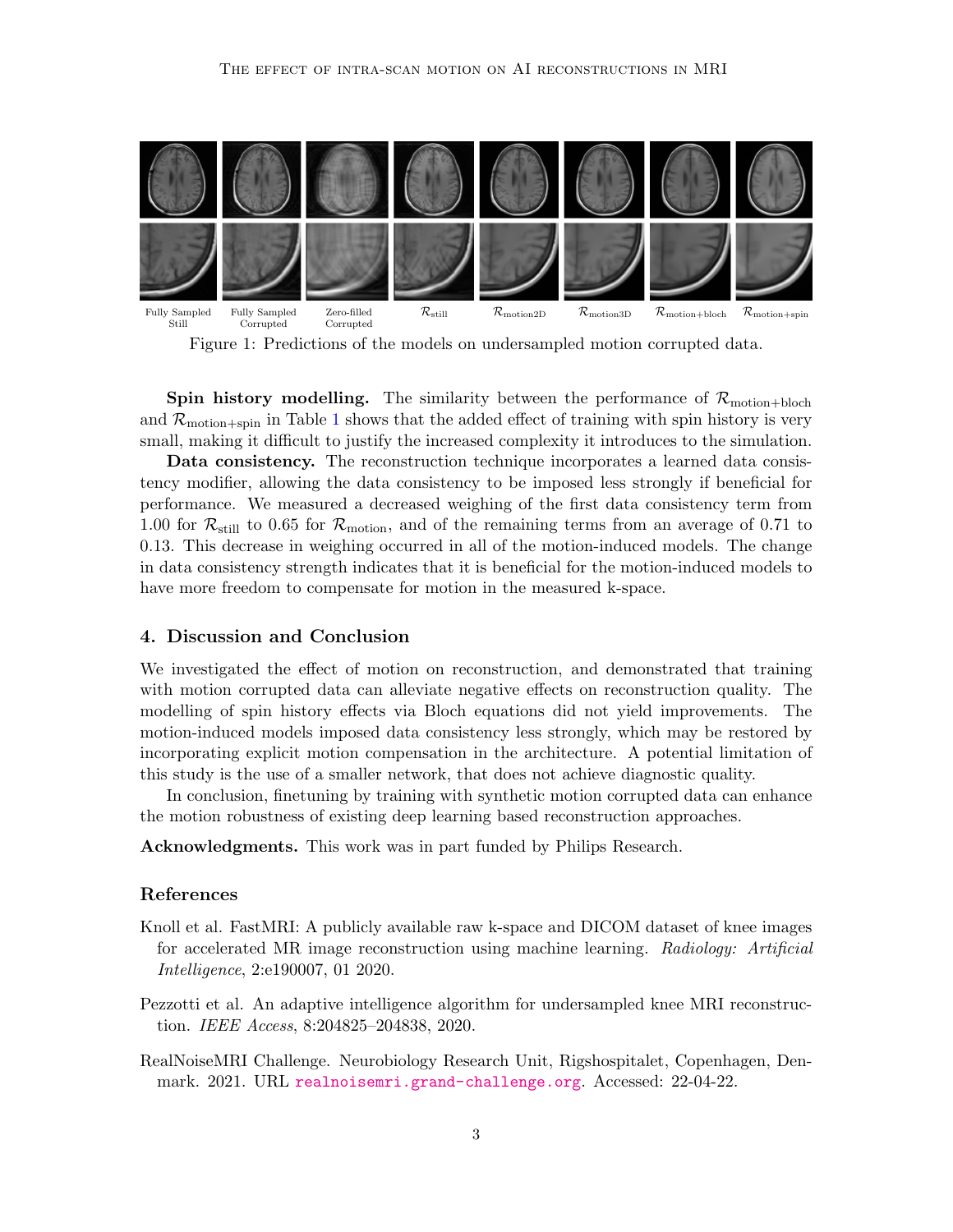Fully Sampled Still

Fully Sampled Corrupted

Zero-filled Corrupted

$\mathcal{R}_{\text{still}}$

$\mathcal{R}_{\text{motion2D}}$

$\mathcal{R}_{\text{motion3D}}$

$\mathcal{R}_{\text{motion+bloch}}$

$\mathcal{R}_{\text{motion+spin}}$

Figure 1: Predictions of the models on undersampled motion corrupted data.

**Spin history modelling.** The similarity between the performance of $\mathcal{R}_{\text{motion+bloch}}$ and $\mathcal{R}_{\text{motion+spin}}$ in Table 1 shows that the added effect of training with spin history is very small, making it difficult to justify the increased complexity it introduces to the simulation.

**Data consistency.** The reconstruction technique incorporates a learned data consistency modifier, allowing the data consistency to be imposed less strongly if beneficial for performance. We measured a decreased weighing of the first data consistency term from 1.00 for $\mathcal{R}_{\text{still}}$ to 0.65 for $\mathcal{R}_{\text{motion}}$, and of the remaining terms from an average of 0.71 to 0.13. This decrease in weighing occurred in all of the motion-induced models. The change in data consistency strength indicates that it is beneficial for the motion-induced models to have more freedom to compensate for motion in the measured k-space.

## 4. Discussion and Conclusion

We investigated the effect of motion on reconstruction, and demonstrated that training with motion corrupted data can alleviate negative effects on reconstruction quality. The modelling of spin history effects via Bloch equations did not yield improvements. The motion-induced models imposed data consistency less strongly, which may be restored by incorporating explicit motion compensation in the architecture. A potential limitation of this study is the use of a smaller network, that does not achieve diagnostic quality.

In conclusion, finetuning by training with synthetic motion corrupted data can enhance the motion robustness of existing deep learning based reconstruction approaches.

**Acknowledgments.** This work was in part funded by Philips Research.

## References

Knoll et al. FastMRI: A publicly available raw k-space and DICOM dataset of knee images for accelerated MR image reconstruction using machine learning. *Radiology: Artificial Intelligence*, 2:e190007, 01 2020.

Pezzotti et al. An adaptive intelligence algorithm for undersampled knee MRI reconstruction. *IEEE Access*, 8:204825–204838, 2020.

RealNoiseMRI Challenge. Neurobiology Research Unit, Rigshospitalet, Copenhagen, Denmark. 2021. URL realnoisemri.grand-challenge.org. Accessed: 22-04-22.